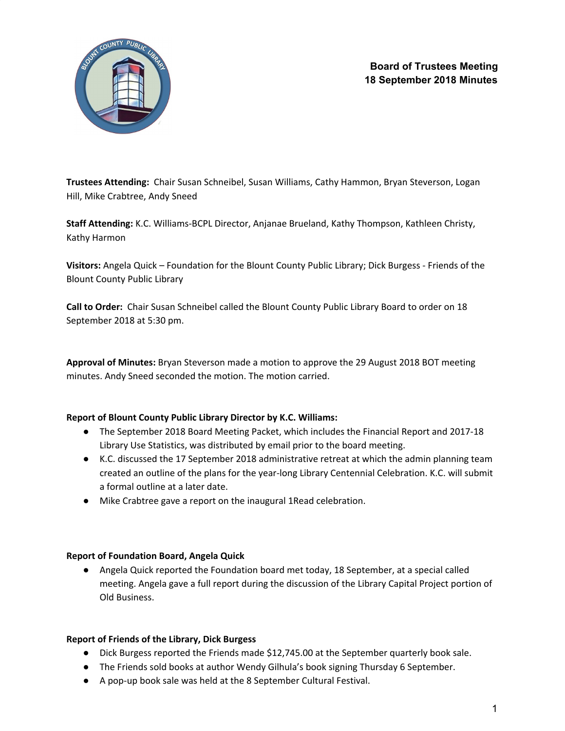# Board of Trustees Meeting
# 18 September 2018 Minutes

**Trustees Attending:** Chair Susan Schneibel, Susan Williams, Cathy Hammon, Bryan Steverson, Logan Hill, Mike Crabtree, Andy Sneed

**Staff Attending:** K.C. Williams-BCPL Director, Anjanae Brueland, Kathy Thompson, Kathleen Christy, Kathy Harmon

**Visitors:** Angela Quick – Foundation for the Blount County Public Library; Dick Burgess - Friends of the Blount County Public Library

**Call to Order:** Chair Susan Schneibel called the Blount County Public Library Board to order on 18 September 2018 at 5:30 pm.

**Approval of Minutes:** Bryan Steverson made a motion to approve the 29 August 2018 BOT meeting minutes. Andy Sneed seconded the motion. The motion carried.

**Report of Blount County Public Library Director by K.C. Williams:**

- The September 2018 Board Meeting Packet, which includes the Financial Report and 2017-18 Library Use Statistics, was distributed by email prior to the board meeting.
- K.C. discussed the 17 September 2018 administrative retreat at which the admin planning team created an outline of the plans for the year-long Library Centennial Celebration. K.C. will submit a formal outline at a later date.
- Mike Crabtree gave a report on the inaugural 1Read celebration.

**Report of Foundation Board, Angela Quick**

- Angela Quick reported the Foundation board met today, 18 September, at a special called meeting. Angela gave a full report during the discussion of the Library Capital Project portion of Old Business.

**Report of Friends of the Library, Dick Burgess**

- Dick Burgess reported the Friends made $12,745.00 at the September quarterly book sale.
- The Friends sold books at author Wendy Gilhula's book signing Thursday 6 September.
- A pop-up book sale was held at the 8 September Cultural Festival.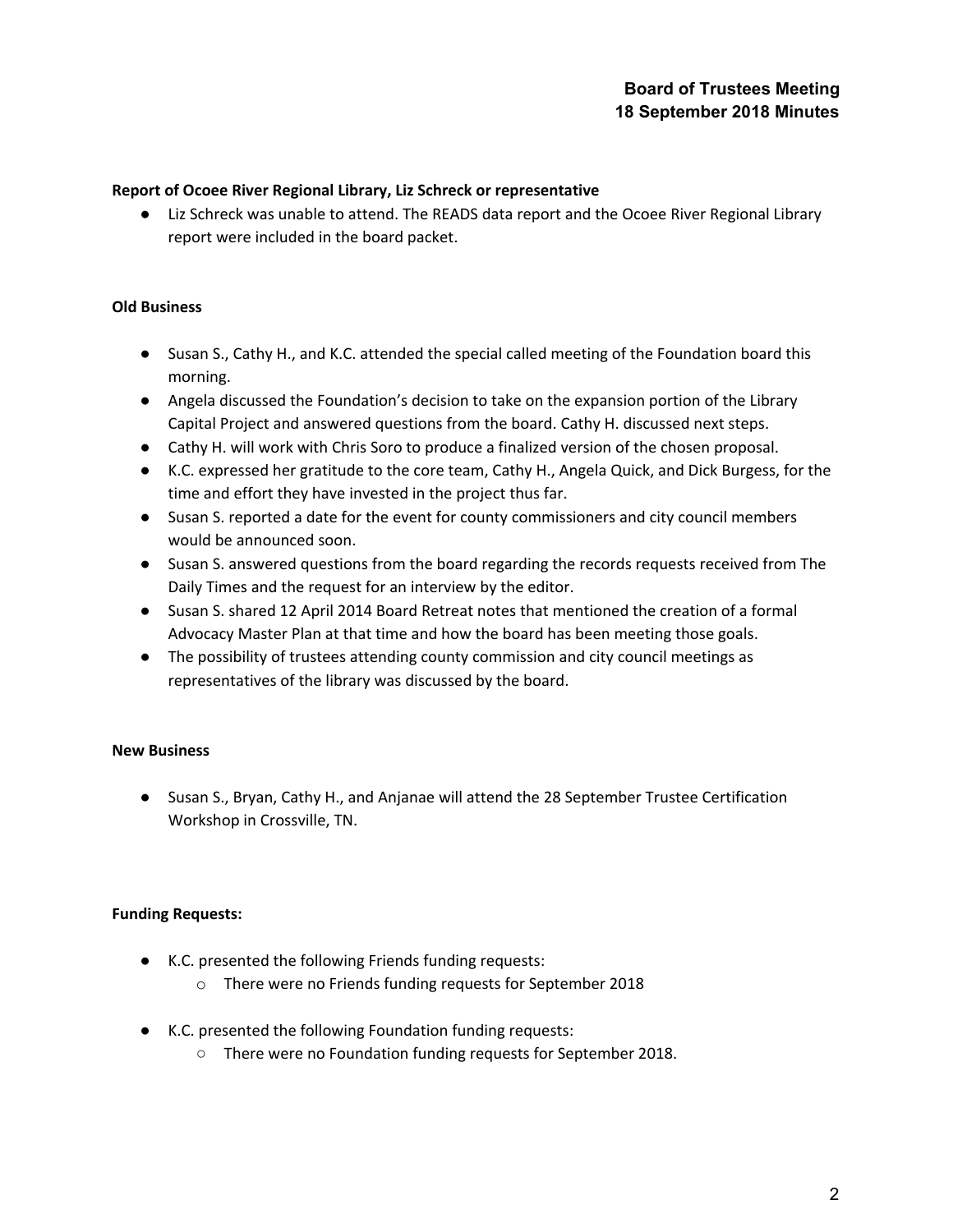**Report of Ocoee River Regional Library, Liz Schreck or representative**

- Liz Schreck was unable to attend. The READS data report and the Ocoee River Regional Library report were included in the board packet.

**Old Business**

- Susan S., Cathy H., and K.C. attended the special called meeting of the Foundation board this morning.
- Angela discussed the Foundation's decision to take on the expansion portion of the Library Capital Project and answered questions from the board. Cathy H. discussed next steps.
- Cathy H. will work with Chris Soro to produce a finalized version of the chosen proposal.
- K.C. expressed her gratitude to the core team, Cathy H., Angela Quick, and Dick Burgess, for the time and effort they have invested in the project thus far.
- Susan S. reported a date for the event for county commissioners and city council members would be announced soon.
- Susan S. answered questions from the board regarding the records requests received from The Daily Times and the request for an interview by the editor.
- Susan S. shared 12 April 2014 Board Retreat notes that mentioned the creation of a formal Advocacy Master Plan at that time and how the board has been meeting those goals.
- The possibility of trustees attending county commission and city council meetings as representatives of the library was discussed by the board.

**New Business**

- Susan S., Bryan, Cathy H., and Anjanae will attend the 28 September Trustee Certification Workshop in Crossville, TN.

**Funding Requests:**

- K.C. presented the following Friends funding requests:
  - There were no Friends funding requests for September 2018
- K.C. presented the following Foundation funding requests:
  - There were no Foundation funding requests for September 2018.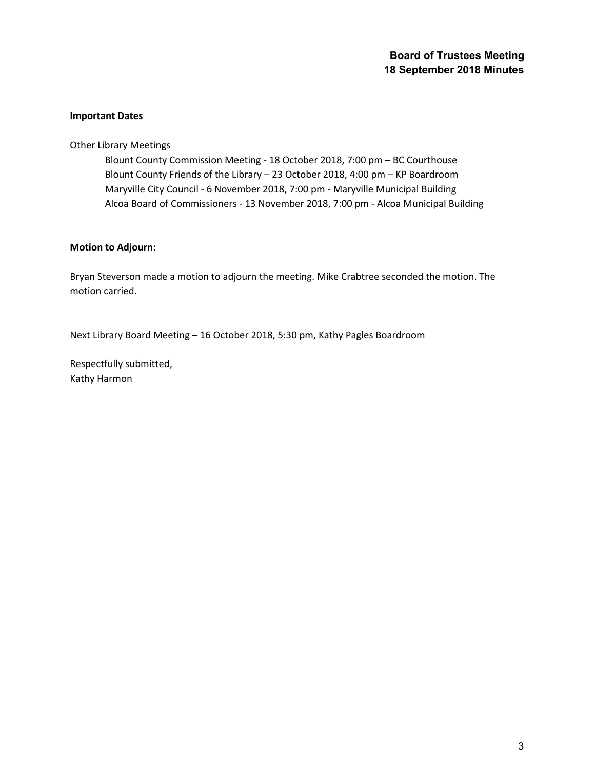**Important Dates**

Other Library Meetings

Blount County Commission Meeting - 18 October 2018, 7:00 pm – BC Courthouse
Blount County Friends of the Library – 23 October 2018, 4:00 pm – KP Boardroom
Maryville City Council - 6 November 2018, 7:00 pm - Maryville Municipal Building
Alcoa Board of Commissioners - 13 November 2018, 7:00 pm - Alcoa Municipal Building

**Motion to Adjourn:**

Bryan Steverson made a motion to adjourn the meeting. Mike Crabtree seconded the motion. The motion carried.

Next Library Board Meeting – 16 October 2018, 5:30 pm, Kathy Pagles Boardroom

Respectfully submitted,
Kathy Harmon